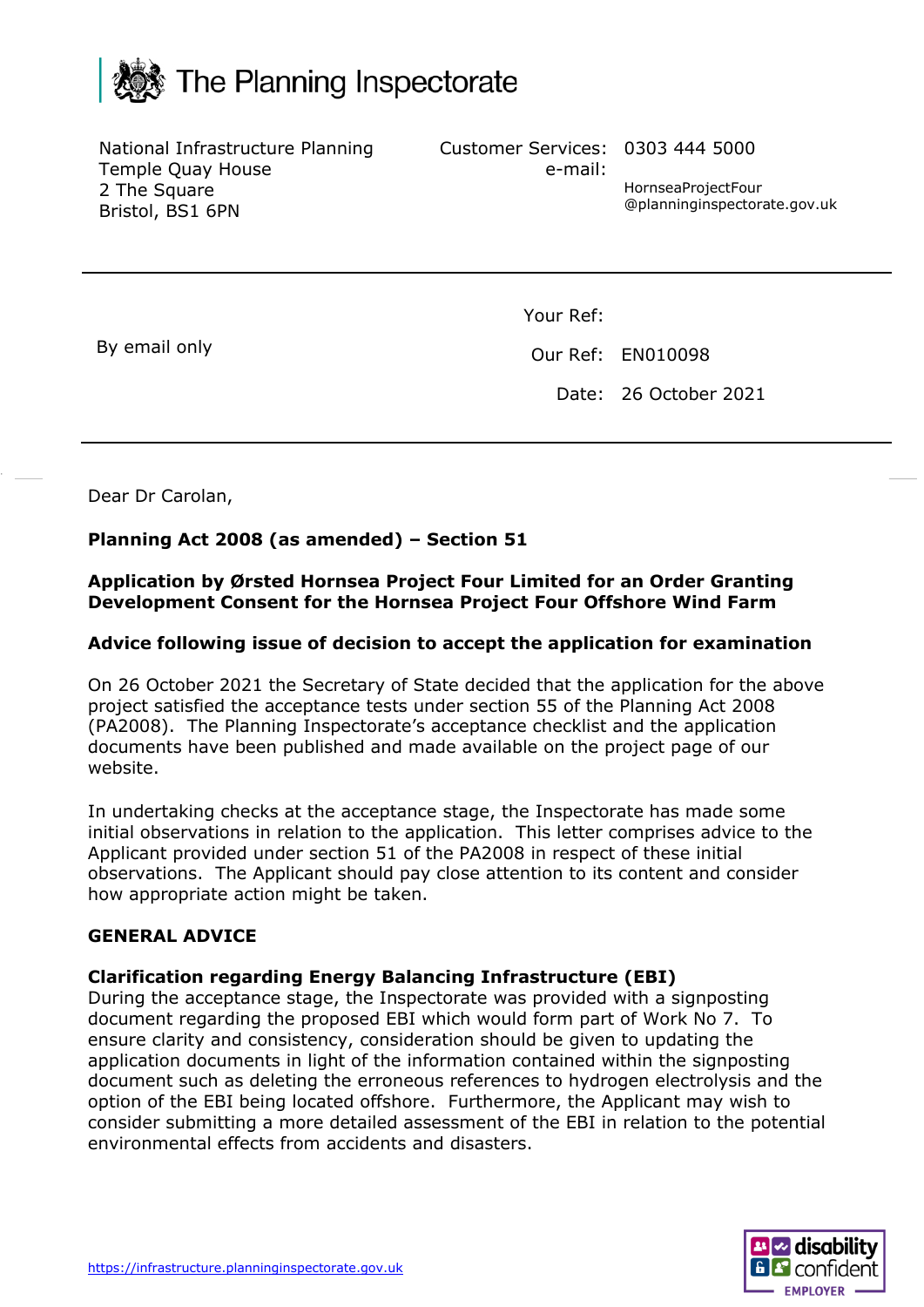The Planning Inspectorate

National Infrastructure Planning
Temple Quay House
2 The Square
Bristol, BS1 6PN

Customer Services: 0303 444 5000
e-mail: HornseaProjectFour@planninginspectorate.gov.uk

By email only

Your Ref:
Our Ref: EN010098
Date: 26 October 2021

Dear Dr Carolan,

**Planning Act 2008 (as amended) – Section 51**

**Application by Ørsted Hornsea Project Four Limited for an Order Granting Development Consent for the Hornsea Project Four Offshore Wind Farm**

**Advice following issue of decision to accept the application for examination**

On 26 October 2021 the Secretary of State decided that the application for the above project satisfied the acceptance tests under section 55 of the Planning Act 2008 (PA2008). The Planning Inspectorate's acceptance checklist and the application documents have been published and made available on the project page of our website.

In undertaking checks at the acceptance stage, the Inspectorate has made some initial observations in relation to the application. This letter comprises advice to the Applicant provided under section 51 of the PA2008 in respect of these initial observations. The Applicant should pay close attention to its content and consider how appropriate action might be taken.

**GENERAL ADVICE**

**Clarification regarding Energy Balancing Infrastructure (EBI)**
During the acceptance stage, the Inspectorate was provided with a signposting document regarding the proposed EBI which would form part of Work No 7. To ensure clarity and consistency, consideration should be given to updating the application documents in light of the information contained within the signposting document such as deleting the erroneous references to hydrogen electrolysis and the option of the EBI being located offshore. Furthermore, the Applicant may wish to consider submitting a more detailed assessment of the EBI in relation to the potential environmental effects from accidents and disasters.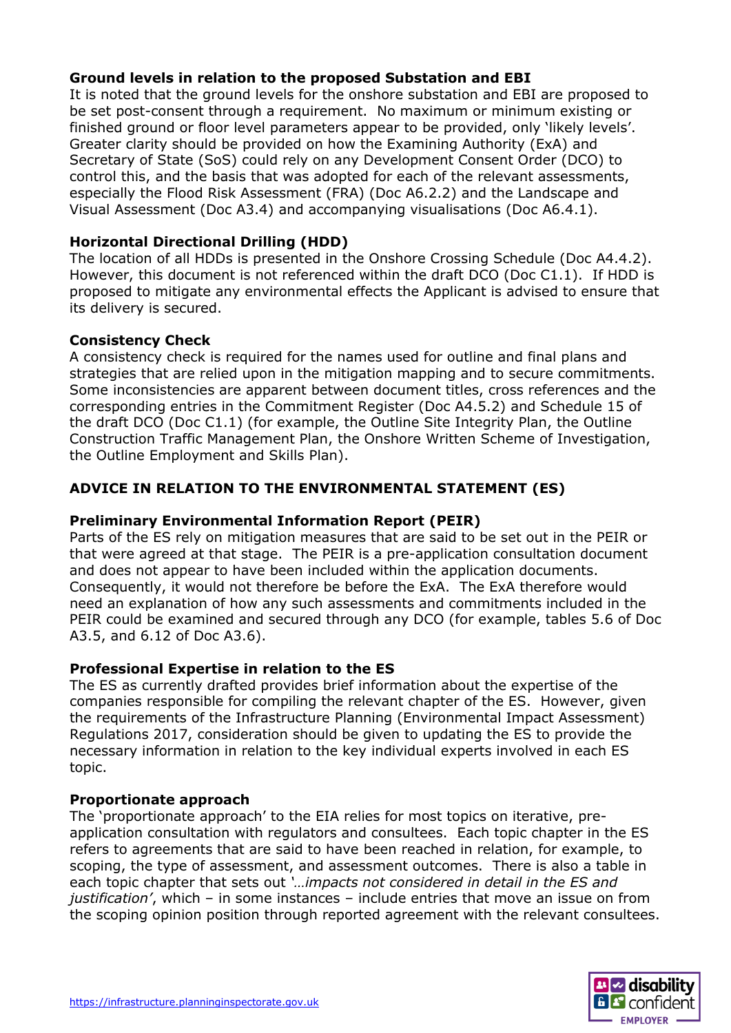**Ground levels in relation to the proposed Substation and EBI**

It is noted that the ground levels for the onshore substation and EBI are proposed to be set post-consent through a requirement. No maximum or minimum existing or finished ground or floor level parameters appear to be provided, only 'likely levels'. Greater clarity should be provided on how the Examining Authority (ExA) and Secretary of State (SoS) could rely on any Development Consent Order (DCO) to control this, and the basis that was adopted for each of the relevant assessments, especially the Flood Risk Assessment (FRA) (Doc A6.2.2) and the Landscape and Visual Assessment (Doc A3.4) and accompanying visualisations (Doc A6.4.1).

**Horizontal Directional Drilling (HDD)**

The location of all HDDs is presented in the Onshore Crossing Schedule (Doc A4.4.2). However, this document is not referenced within the draft DCO (Doc C1.1). If HDD is proposed to mitigate any environmental effects the Applicant is advised to ensure that its delivery is secured.

**Consistency Check**

A consistency check is required for the names used for outline and final plans and strategies that are relied upon in the mitigation mapping and to secure commitments. Some inconsistencies are apparent between document titles, cross references and the corresponding entries in the Commitment Register (Doc A4.5.2) and Schedule 15 of the draft DCO (Doc C1.1) (for example, the Outline Site Integrity Plan, the Outline Construction Traffic Management Plan, the Onshore Written Scheme of Investigation, the Outline Employment and Skills Plan).

**ADVICE IN RELATION TO THE ENVIRONMENTAL STATEMENT (ES)**

**Preliminary Environmental Information Report (PEIR)**

Parts of the ES rely on mitigation measures that are said to be set out in the PEIR or that were agreed at that stage. The PEIR is a pre-application consultation document and does not appear to have been included within the application documents. Consequently, it would not therefore be before the ExA. The ExA therefore would need an explanation of how any such assessments and commitments included in the PEIR could be examined and secured through any DCO (for example, tables 5.6 of Doc A3.5, and 6.12 of Doc A3.6).

**Professional Expertise in relation to the ES**

The ES as currently drafted provides brief information about the expertise of the companies responsible for compiling the relevant chapter of the ES. However, given the requirements of the Infrastructure Planning (Environmental Impact Assessment) Regulations 2017, consideration should be given to updating the ES to provide the necessary information in relation to the key individual experts involved in each ES topic.

**Proportionate approach**

The 'proportionate approach' to the EIA relies for most topics on iterative, pre-application consultation with regulators and consultees. Each topic chapter in the ES refers to agreements that are said to have been reached in relation, for example, to scoping, the type of assessment, and assessment outcomes. There is also a table in each topic chapter that sets out *'…impacts not considered in detail in the ES and justification'*, which – in some instances – include entries that move an issue on from the scoping opinion position through reported agreement with the relevant consultees.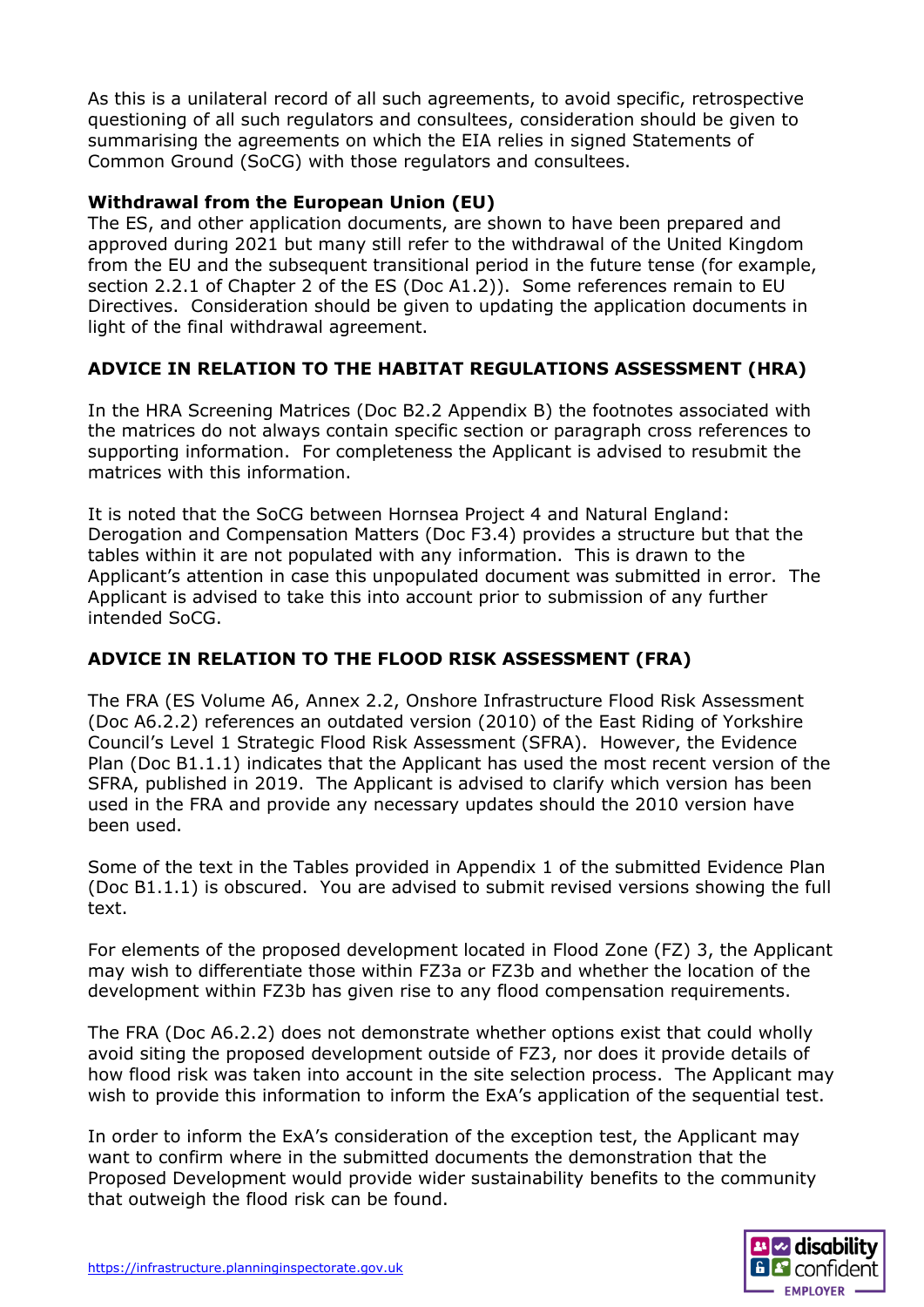As this is a unilateral record of all such agreements, to avoid specific, retrospective questioning of all such regulators and consultees, consideration should be given to summarising the agreements on which the EIA relies in signed Statements of Common Ground (SoCG) with those regulators and consultees.

**Withdrawal from the European Union (EU)**
The ES, and other application documents, are shown to have been prepared and approved during 2021 but many still refer to the withdrawal of the United Kingdom from the EU and the subsequent transitional period in the future tense (for example, section 2.2.1 of Chapter 2 of the ES (Doc A1.2)). Some references remain to EU Directives. Consideration should be given to updating the application documents in light of the final withdrawal agreement.

## ADVICE IN RELATION TO THE HABITAT REGULATIONS ASSESSMENT (HRA)

In the HRA Screening Matrices (Doc B2.2 Appendix B) the footnotes associated with the matrices do not always contain specific section or paragraph cross references to supporting information. For completeness the Applicant is advised to resubmit the matrices with this information.

It is noted that the SoCG between Hornsea Project 4 and Natural England: Derogation and Compensation Matters (Doc F3.4) provides a structure but that the tables within it are not populated with any information. This is drawn to the Applicant's attention in case this unpopulated document was submitted in error. The Applicant is advised to take this into account prior to submission of any further intended SoCG.

## ADVICE IN RELATION TO THE FLOOD RISK ASSESSMENT (FRA)

The FRA (ES Volume A6, Annex 2.2, Onshore Infrastructure Flood Risk Assessment (Doc A6.2.2) references an outdated version (2010) of the East Riding of Yorkshire Council's Level 1 Strategic Flood Risk Assessment (SFRA). However, the Evidence Plan (Doc B1.1.1) indicates that the Applicant has used the most recent version of the SFRA, published in 2019. The Applicant is advised to clarify which version has been used in the FRA and provide any necessary updates should the 2010 version have been used.

Some of the text in the Tables provided in Appendix 1 of the submitted Evidence Plan (Doc B1.1.1) is obscured. You are advised to submit revised versions showing the full text.

For elements of the proposed development located in Flood Zone (FZ) 3, the Applicant may wish to differentiate those within FZ3a or FZ3b and whether the location of the development within FZ3b has given rise to any flood compensation requirements.

The FRA (Doc A6.2.2) does not demonstrate whether options exist that could wholly avoid siting the proposed development outside of FZ3, nor does it provide details of how flood risk was taken into account in the site selection process. The Applicant may wish to provide this information to inform the ExA's application of the sequential test.

In order to inform the ExA's consideration of the exception test, the Applicant may want to confirm where in the submitted documents the demonstration that the Proposed Development would provide wider sustainability benefits to the community that outweigh the flood risk can be found.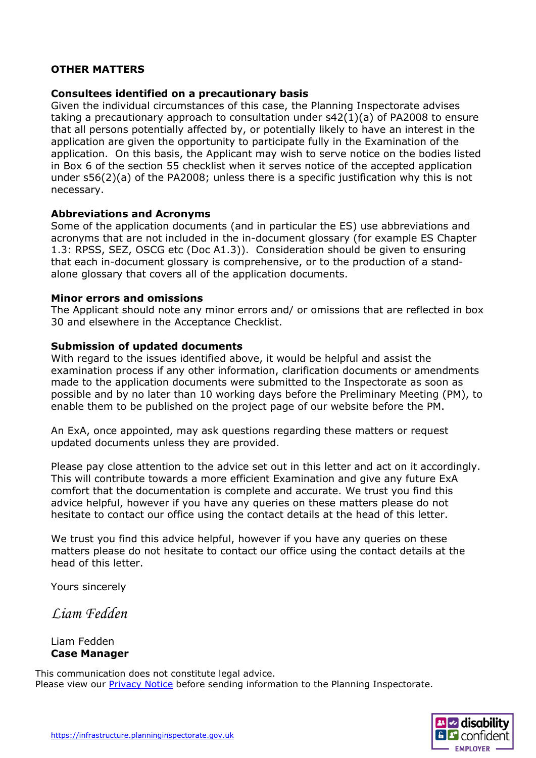**OTHER MATTERS**

**Consultees identified on a precautionary basis**
Given the individual circumstances of this case, the Planning Inspectorate advises taking a precautionary approach to consultation under s42(1)(a) of PA2008 to ensure that all persons potentially affected by, or potentially likely to have an interest in the application are given the opportunity to participate fully in the Examination of the application. On this basis, the Applicant may wish to serve notice on the bodies listed in Box 6 of the section 55 checklist when it serves notice of the accepted application under s56(2)(a) of the PA2008; unless there is a specific justification why this is not necessary.

**Abbreviations and Acronyms**
Some of the application documents (and in particular the ES) use abbreviations and acronyms that are not included in the in-document glossary (for example ES Chapter 1.3: RPSS, SEZ, OSCG etc (Doc A1.3)). Consideration should be given to ensuring that each in-document glossary is comprehensive, or to the production of a stand-alone glossary that covers all of the application documents.

**Minor errors and omissions**
The Applicant should note any minor errors and/ or omissions that are reflected in box 30 and elsewhere in the Acceptance Checklist.

**Submission of updated documents**
With regard to the issues identified above, it would be helpful and assist the examination process if any other information, clarification documents or amendments made to the application documents were submitted to the Inspectorate as soon as possible and by no later than 10 working days before the Preliminary Meeting (PM), to enable them to be published on the project page of our website before the PM.

An ExA, once appointed, may ask questions regarding these matters or request updated documents unless they are provided.

Please pay close attention to the advice set out in this letter and act on it accordingly. This will contribute towards a more efficient Examination and give any future ExA comfort that the documentation is complete and accurate. We trust you find this advice helpful, however if you have any queries on these matters please do not hesitate to contact our office using the contact details at the head of this letter.

We trust you find this advice helpful, however if you have any queries on these matters please do not hesitate to contact our office using the contact details at the head of this letter.

Yours sincerely

*Liam Fedden*

Liam Fedden
**Case Manager**

This communication does not constitute legal advice.
Please view our Privacy Notice before sending information to the Planning Inspectorate.